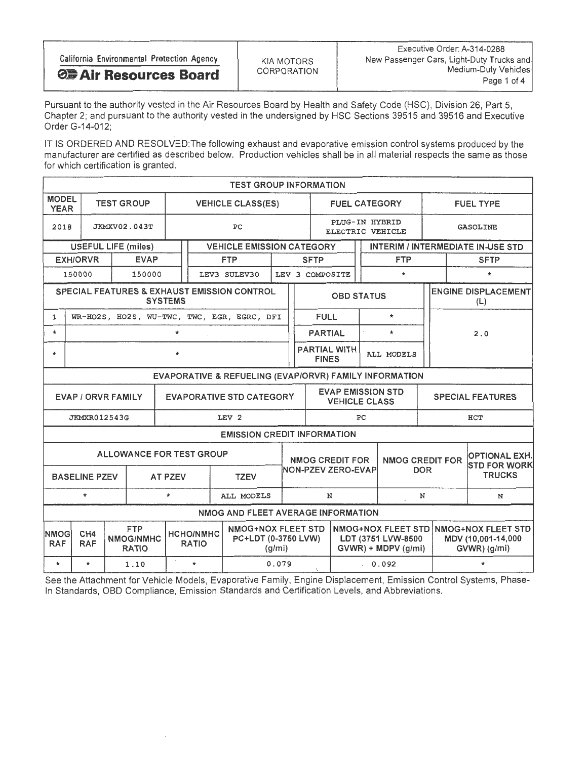| California Environmental Protection Agency **Air Resources Board** | KIA MOTORS CORPORATION | Executive Order: A-314-0288 New Passenger Cars, Light-Duty Trucks and Medium-Duty Vehicles |
|---|---|---|

Pursuant to the authority vested in the Air Resources Board by Health and Safety Code (HSC), Division 26, Part 5, Chapter 2; and pursuant to the authority vested in the undersigned by HSC Sections 39515 and 39516 and Executive Order G-14-012;

IT IS ORDERED AND RESOLVED:The following exhaust and evaporative emission control systems produced by the manufacturer are certified as described below. Production vehicles shall be in all material respects the same as those for which certification is granted.

**TEST GROUP INFORMATION**

| MODEL YEAR | TEST GROUP | VEHICLE CLASS(ES) | FUEL CATEGORY | FUEL TYPE |
|---|---|---|---|---|
| 2018 | JKMXV02.043T | PC | PLUG-IN HYBRID ELECTRIC VEHICLE | GASOLINE |

| USEFUL LIFE (miles) | | VEHICLE EMISSION CATEGORY | | INTERIM / INTERMEDIATE IN-USE STD | |
|---|---|---|---|---|---|
| EXH/ORVR | EVAP | FTP | SFTP | FTP | SFTP |
| 150000 | 150000 | LEV3 SULEV30 | LEV 3 COMPOSITE | * | * |

| SPECIAL FEATURES & EXHAUST EMISSION CONTROL SYSTEMS | | OBD STATUS | | ENGINE DISPLACEMENT (L) |
|---|---|---|---|---|
| 1 | WR-HO2S, HO2S, WU-TWC, TWC, EGR, EGRC, DFI | FULL | * | 2.0 |
| * | * | PARTIAL | * | |
| * | * | PARTIAL WITH FINES | ALL MODELS | |

**EVAPORATIVE & REFUELING (EVAP/ORVR) FAMILY INFORMATION**

| EVAP / ORVR FAMILY | EVAPORATIVE STD CATEGORY | EVAP EMISSION STD VEHICLE CLASS | SPECIAL FEATURES |
|---|---|---|---|
| JKMXR012543G | LEV 2 | PC | HCT |

**EMISSION CREDIT INFORMATION**

| ALLOWANCE FOR TEST GROUP | | | NMOG CREDIT FOR NON-PZEV ZERO-EVAP | NMOG CREDIT FOR DOR | OPTIONAL EXH. STD FOR WORK TRUCKS |
|---|---|---|---|---|---|
| BASELINE PZEV | AT PZEV | TZEV | | | |
| * | * | ALL MODELS | N | N | N |

**NMOG AND FLEET AVERAGE INFORMATION**

| NMOG RAF | CH4 RAF | FTP NMOG/NMHC RATIO | HCHO/NMHC RATIO | NMOG+NOX FLEET STD PC+LDT (0-3750 LVW) (g/mi) | NMOG+NOX FLEET STD LDT (3751 LVW-8500 GVWR) + MDPV (g/mi) | NMOG+NOX FLEET STD MDV (10,001-14,000 GVWR) (g/mi) |
|---|---|---|---|---|---|---|
| * | * | 1.10 | * | 0.079 | 0.092 | * |

See the Attachment for Vehicle Models, Evaporative Family, Engine Displacement, Emission Control Systems, Phase-In Standards, OBD Compliance, Emission Standards and Certification Levels, and Abbreviations.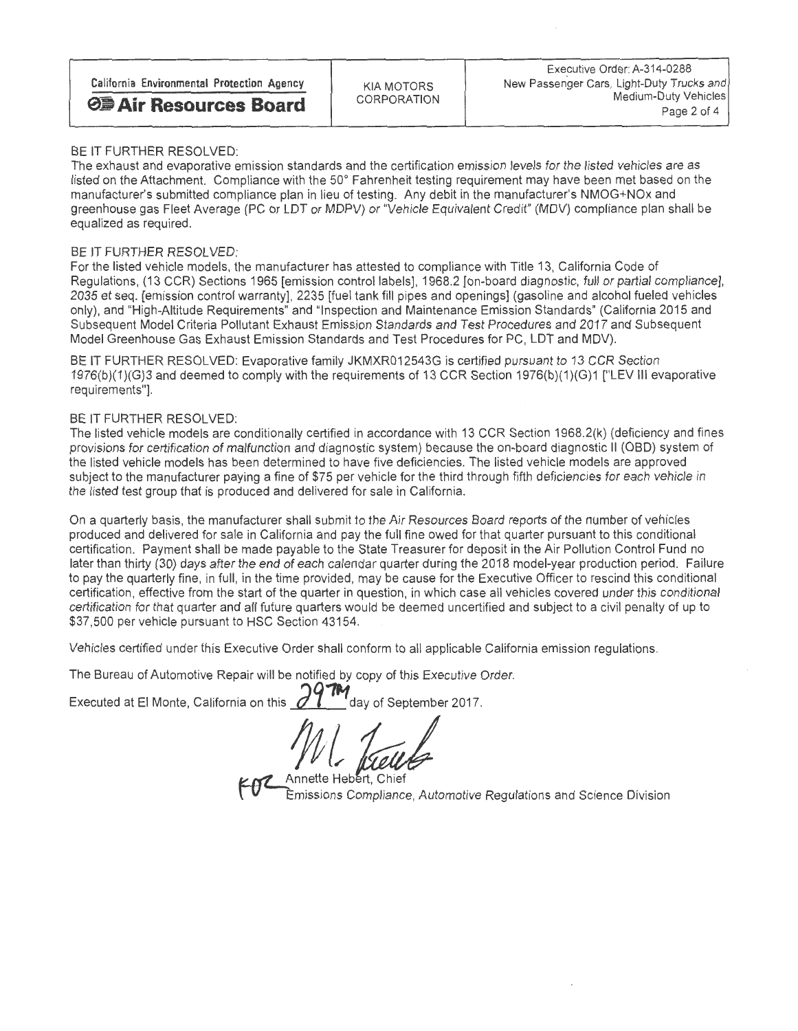BE IT FURTHER RESOLVED:
The exhaust and evaporative emission standards and the certification emission levels for the listed vehicles are as listed on the Attachment. Compliance with the 50° Fahrenheit testing requirement may have been met based on the manufacturer's submitted compliance plan in lieu of testing. Any debit in the manufacturer's NMOG+NOx and greenhouse gas Fleet Average (PC or LDT or MDPV) or "Vehicle Equivalent Credit" (MDV) compliance plan shall be equalized as required.

BE IT FURTHER RESOLVED:
For the listed vehicle models, the manufacturer has attested to compliance with Title 13, California Code of Regulations, (13 CCR) Sections 1965 [emission control labels], 1968.2 [on-board diagnostic, full or partial compliance], 2035 et seq. [emission control warranty], 2235 [fuel tank fill pipes and openings] (gasoline and alcohol fueled vehicles only), and "High-Altitude Requirements" and "Inspection and Maintenance Emission Standards" (California 2015 and Subsequent Model Criteria Pollutant Exhaust Emission Standards and Test Procedures and 2017 and Subsequent Model Greenhouse Gas Exhaust Emission Standards and Test Procedures for PC, LDT and MDV).

BE IT FURTHER RESOLVED: Evaporative family JKMXR012543G is certified pursuant to 13 CCR Section 1976(b)(1)(G)3 and deemed to comply with the requirements of 13 CCR Section 1976(b)(1)(G)1 ["LEV III evaporative requirements"].

BE IT FURTHER RESOLVED:
The listed vehicle models are conditionally certified in accordance with 13 CCR Section 1968.2(k) (deficiency and fines provisions for certification of malfunction and diagnostic system) because the on-board diagnostic II (OBD) system of the listed vehicle models has been determined to have five deficiencies. The listed vehicle models are approved subject to the manufacturer paying a fine of $75 per vehicle for the third through fifth deficiencies for each vehicle in the listed test group that is produced and delivered for sale in California.

On a quarterly basis, the manufacturer shall submit to the Air Resources Board reports of the number of vehicles produced and delivered for sale in California and pay the full fine owed for that quarter pursuant to this conditional certification. Payment shall be made payable to the State Treasurer for deposit in the Air Pollution Control Fund no later than thirty (30) days after the end of each calendar quarter during the 2018 model-year production period. Failure to pay the quarterly fine, in full, in the time provided, may be cause for the Executive Officer to rescind this conditional certification, effective from the start of the quarter in question, in which case all vehicles covered under this conditional certification for that quarter and all future quarters would be deemed uncertified and subject to a civil penalty of up to $37,500 per vehicle pursuant to HSC Section 43154.

Vehicles certified under this Executive Order shall conform to all applicable California emission regulations.

The Bureau of Automotive Repair will be notified by copy of this Executive Order.

Executed at El Monte, California on this 29TH day of September 2017.

FOR Annette Hebert, Chief
Emissions Compliance, Automotive Regulations and Science Division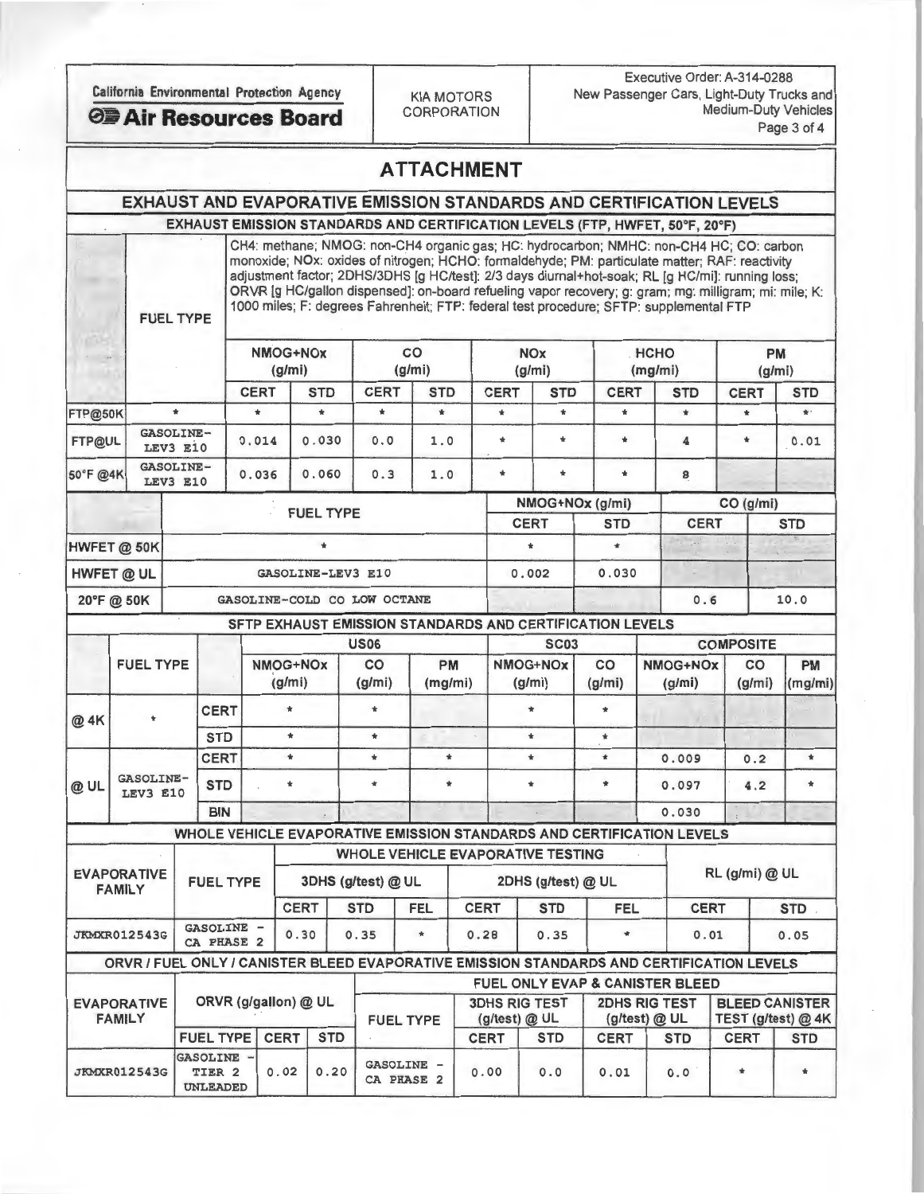California Environmental Protection Agency
**Air Resources Board**

KIA MOTORS CORPORATION

Executive Order: A-314-0288
New Passenger Cars, Light-Duty Trucks and Medium-Duty Vehicles

# ATTACHMENT

## EXHAUST AND EVAPORATIVE EMISSION STANDARDS AND CERTIFICATION LEVELS

### EXHAUST EMISSION STANDARDS AND CERTIFICATION LEVELS (FTP, HWFET, 50°F, 20°F)

CH4: methane; NMOG: non-CH4 organic gas; HC: hydrocarbon; NMHC: non-CH4 HC; CO: carbon monoxide; NOx: oxides of nitrogen; HCHO: formaldehyde; PM: particulate matter; RAF: reactivity adjustment factor; 2DHS/3DHS [g HC/test]: 2/3 days diurnal+hot-soak; RL [g HC/mi]: running loss; ORVR [g HC/gallon dispensed]: on-board refueling vapor recovery; g: gram; mg: milligram; mi: mile; K: 1000 miles; F: degrees Fahrenheit; FTP: federal test procedure; SFTP: supplemental FTP

| | FUEL TYPE | NMOG+NOx (g/mi) | | CO (g/mi) | | NOx (g/mi) | | HCHO (mg/mi) | | PM (g/mi) | |
|---|---|---|---|---|---|---|---|---|---|---|---|
| | | CERT | STD | CERT | STD | CERT | STD | CERT | STD | CERT | STD |
| FTP@50K | * | * | * | * | * | * | * | * | * | * | * |
| FTP@UL | GASOLINE-LEV3 E10 | 0.014 | 0.030 | 0.0 | 1.0 | * | * | * | 4 | * | 0.01 |
| 50°F @4K | GASOLINE-LEV3 E10 | 0.036 | 0.060 | 0.3 | 1.0 | * | * | * | 8 | | |

| | FUEL TYPE | NMOG+NOx (g/mi) | | CO (g/mi) | |
|---|---|---|---|---|---|
| | | CERT | STD | CERT | STD |
| HWFET @ 50K | * | * | * | | |
| HWFET @ UL | GASOLINE-LEV3 E10 | 0.002 | 0.030 | | |
| 20°F @ 50K | GASOLINE-COLD CO LOW OCTANE | | | 0.6 | 10.0 |

### SFTP EXHAUST EMISSION STANDARDS AND CERTIFICATION LEVELS

| | FUEL TYPE | | US06 NMOG+NOx (g/mi) | US06 CO (g/mi) | US06 PM (mg/mi) | SC03 NMOG+NOx (g/mi) | SC03 CO (g/mi) | COMPOSITE NMOG+NOx (g/mi) | COMPOSITE CO (g/mi) | COMPOSITE PM (mg/mi) |
|---|---|---|---|---|---|---|---|---|---|---|
| @ 4K | * | CERT | * | * | | * | * | | | |
| | | STD | * | * | | * | * | | | |
| @ UL | GASOLINE-LEV3 E10 | CERT | * | * | * | * | * | 0.009 | 0.2 | * |
| | | STD | * | * | * | * | * | 0.097 | 4.2 | * |
| | | BIN | | | | | | 0.030 | | |

### WHOLE VEHICLE EVAPORATIVE EMISSION STANDARDS AND CERTIFICATION LEVELS

| EVAPORATIVE FAMILY | FUEL TYPE | 3DHS (g/test) @ UL | | | 2DHS (g/test) @ UL | | | RL (g/mi) @ UL | |
|---|---|---|---|---|---|---|---|---|---|
| | | CERT | STD | FEL | CERT | STD | FEL | CERT | STD |
| JKMXR012543G | GASOLINE - CA PHASE 2 | 0.30 | 0.35 | * | 0.28 | 0.35 | * | 0.01 | 0.05 |

### ORVR / FUEL ONLY / CANISTER BLEED EVAPORATIVE EMISSION STANDARDS AND CERTIFICATION LEVELS

| EVAPORATIVE FAMILY | ORVR (g/gallon) @ UL | | | FUEL TYPE | 3DHS RIG TEST (g/test) @ UL | | 2DHS RIG TEST (g/test) @ UL | | BLEED CANISTER TEST (g/test) @ 4K | |
|---|---|---|---|---|---|---|---|---|---|---|
| | FUEL TYPE | CERT | STD | | CERT | STD | CERT | STD | CERT | STD |
| JKMXR012543G | GASOLINE - TIER 2 UNLEADED | 0.02 | 0.20 | GASOLINE - CA PHASE 2 | 0.00 | 0.0 | 0.01 | 0.0 | * | * |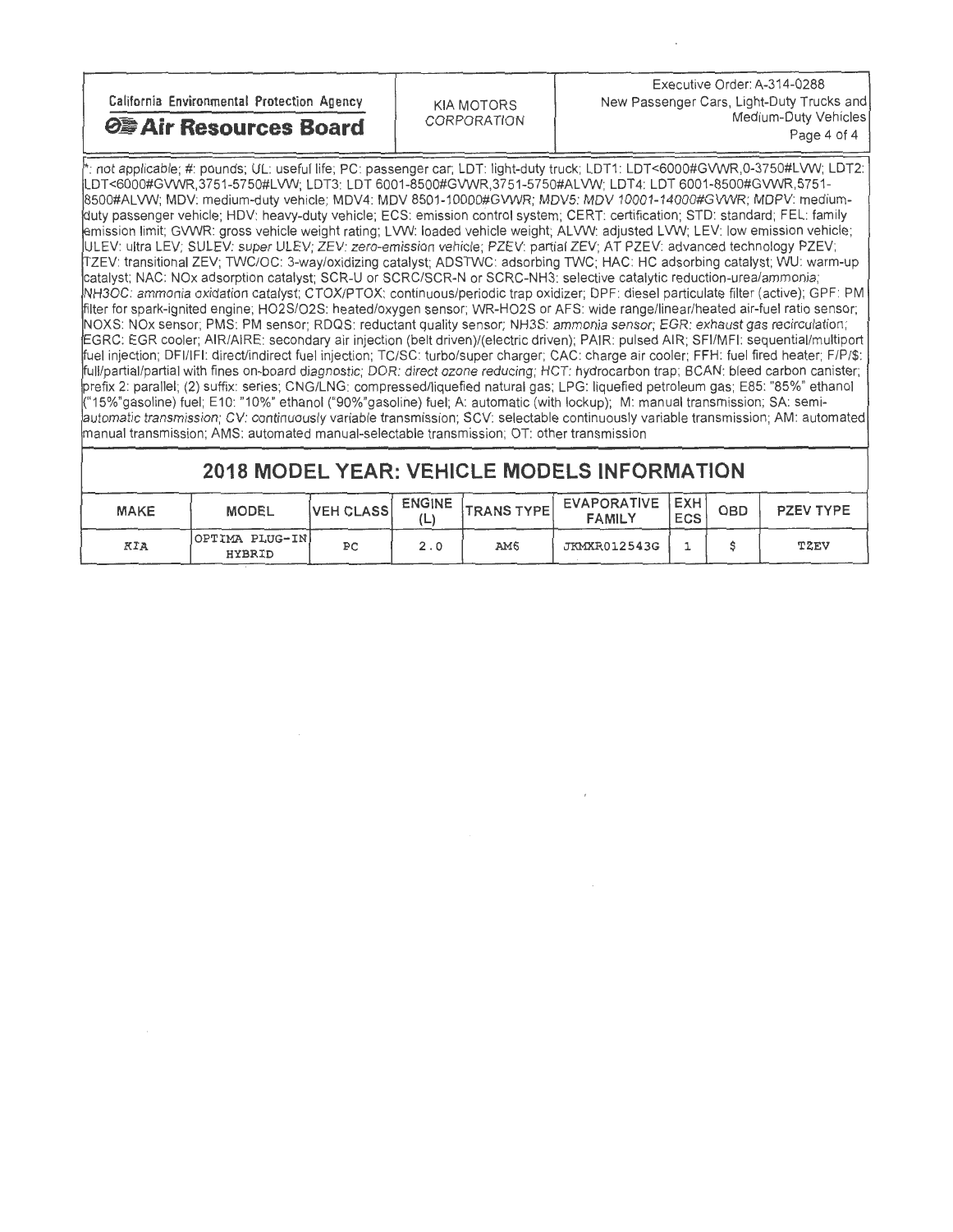*: not applicable; #: pounds; UL: useful life; PC: passenger car; LDT: light-duty truck; LDT1: LDT<6000#GVWR,0-3750#LVW; LDT2: LDT<6000#GVWR,3751-5750#LVW; LDT3: LDT 6001-8500#GVWR,3751-5750#ALVW; LDT4: LDT 6001-8500#GVWR,5751-8500#ALVW; MDV: medium-duty vehicle; MDV4: MDV 8501-10000#GVWR; MDV5: MDV 10001-14000#GVWR; MDPV: medium-duty passenger vehicle; HDV: heavy-duty vehicle; ECS: emission control system; CERT: certification; STD: standard; FEL: family emission limit; GVWR: gross vehicle weight rating; LVW: loaded vehicle weight; ALVW: adjusted LVW; LEV: low emission vehicle; ULEV: ultra LEV; SULEV: super ULEV; ZEV: zero-emission vehicle; PZEV: partial ZEV; AT PZEV: advanced technology PZEV; TZEV: transitional ZEV; TWC/OC: 3-way/oxidizing catalyst; ADSTWC: adsorbing TWC; HAC: HC adsorbing catalyst; WU: warm-up catalyst; NAC: NOx adsorption catalyst; SCR-U or SCRC/SCR-N or SCRC-NH3: selective catalytic reduction-urea/ammonia; NH3OC: ammonia oxidation catalyst; CTOX/PTOX: continuous/periodic trap oxidizer; DPF: diesel particulate filter (active); GPF: PM filter for spark-ignited engine; HO2S/O2S: heated/oxygen sensor; WR-HO2S or AFS: wide range/linear/heated air-fuel ratio sensor; NOXS: NOx sensor; PMS: PM sensor; RDQS: reductant quality sensor; NH3S: ammonia sensor; EGR: exhaust gas recirculation; EGRC: EGR cooler; AIR/AIRE: secondary air injection (belt driven)/(electric driven); PAIR: pulsed AIR; SFI/MFI: sequential/multiport fuel injection; DFI/IFI: direct/indirect fuel injection; TC/SC: turbo/super charger; CAC: charge air cooler; FFH: fuel fired heater; F/P/$: full/partial/partial with fines on-board diagnostic; DOR: direct ozone reducing; HCT: hydrocarbon trap; BCAN: bleed carbon canister; prefix 2: parallel; (2) suffix: series; CNG/LNG: compressed/liquefied natural gas; LPG: liquefied petroleum gas; E85: "85%" ethanol ("15%"gasoline) fuel; E10: "10%" ethanol ("90%"gasoline) fuel; A: automatic (with lockup); M: manual transmission; SA: semi-automatic transmission; CV: continuously variable transmission; SCV: selectable continuously variable transmission; AM: automated manual transmission; AMS: automated manual-selectable transmission; OT: other transmission

## 2018 MODEL YEAR: VEHICLE MODELS INFORMATION

| MAKE | MODEL | VEH CLASS | ENGINE (L) | TRANS TYPE | EVAPORATIVE FAMILY | EXH ECS | OBD | PZEV TYPE |
|---|---|---|---|---|---|---|---|---|
| KIA | OPTIMA PLUG-IN HYBRID | PC | 2.0 | AM6 | JKMXR012543G | 1 | $ | TZEV |